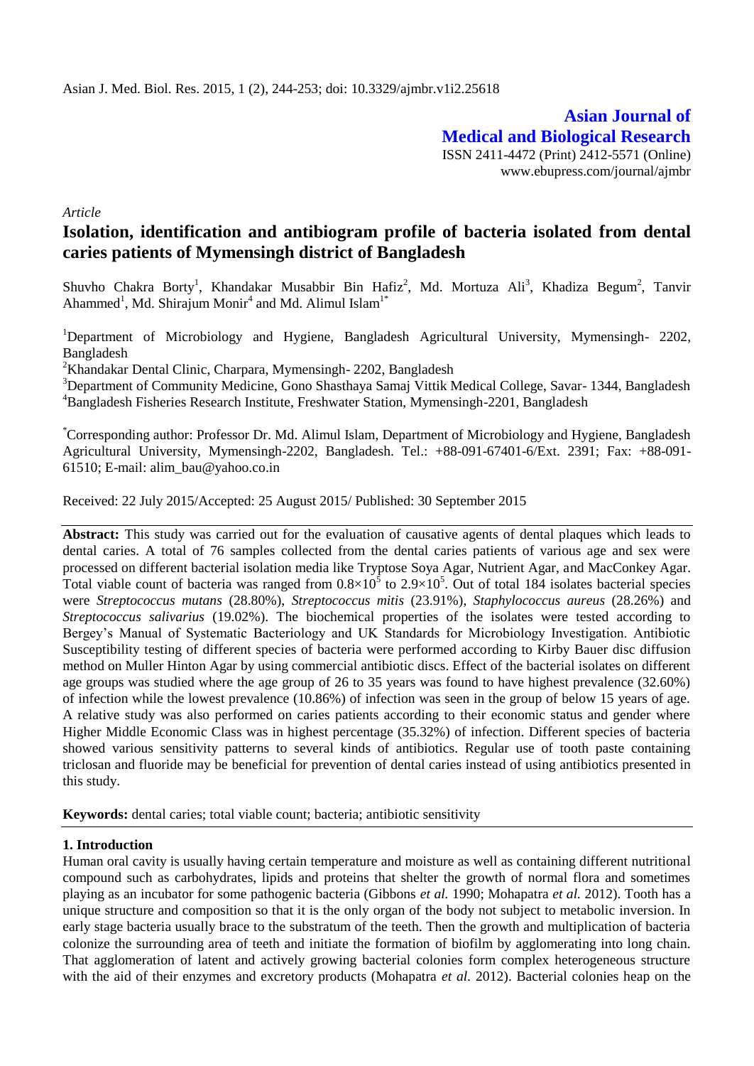*Article*

# Isolation, identification and antibiogram profile of bacteria isolated from dental caries patients of Mymensingh district of Bangladesh

Shuvho Chakra Borty[1], Khandakar Musabbir Bin Hafiz[2], Md. Mortuza Ali[3], Khadiza Begum[2], Tanvir Ahammed[1], Md. Shirajum Monir[4] and Md. Alimul Islam[1*]

[1]Department of Microbiology and Hygiene, Bangladesh Agricultural University, Mymensingh- 2202, Bangladesh

[2]Khandakar Dental Clinic, Charpara, Mymensingh- 2202, Bangladesh

[3]Department of Community Medicine, Gono Shasthaya Samaj Vittik Medical College, Savar- 1344, Bangladesh

[4]Bangladesh Fisheries Research Institute, Freshwater Station, Mymensingh-2201, Bangladesh

[*]Corresponding author: Professor Dr. Md. Alimul Islam, Department of Microbiology and Hygiene, Bangladesh Agricultural University, Mymensingh-2202, Bangladesh. Tel.: +88-091-67401-6/Ext. 2391; Fax: +88-091-61510; E-mail: alim_bau@yahoo.co.in

Received: 22 July 2015/Accepted: 25 August 2015/ Published: 30 September 2015

**Abstract:** This study was carried out for the evaluation of causative agents of dental plaques which leads to dental caries. A total of 76 samples collected from the dental caries patients of various age and sex were processed on different bacterial isolation media like Tryptose Soya Agar, Nutrient Agar, and MacConkey Agar. Total viable count of bacteria was ranged from $0.8\times10^5$ to $2.9\times10^5$. Out of total 184 isolates bacterial species were *Streptococcus mutans* (28.80%), *Streptococcus mitis* (23.91%), *Staphylococcus aureus* (28.26%) and *Streptococcus salivarius* (19.02%). The biochemical properties of the isolates were tested according to Bergey's Manual of Systematic Bacteriology and UK Standards for Microbiology Investigation. Antibiotic Susceptibility testing of different species of bacteria were performed according to Kirby Bauer disc diffusion method on Muller Hinton Agar by using commercial antibiotic discs. Effect of the bacterial isolates on different age groups was studied where the age group of 26 to 35 years was found to have highest prevalence (32.60%) of infection while the lowest prevalence (10.86%) of infection was seen in the group of below 15 years of age. A relative study was also performed on caries patients according to their economic status and gender where Higher Middle Economic Class was in highest percentage (35.32%) of infection. Different species of bacteria showed various sensitivity patterns to several kinds of antibiotics. Regular use of tooth paste containing triclosan and fluoride may be beneficial for prevention of dental caries instead of using antibiotics presented in this study.

**Keywords:** dental caries; total viable count; bacteria; antibiotic sensitivity

## 1. Introduction

Human oral cavity is usually having certain temperature and moisture as well as containing different nutritional compound such as carbohydrates, lipids and proteins that shelter the growth of normal flora and sometimes playing as an incubator for some pathogenic bacteria (Gibbons *et al.* 1990; Mohapatra *et al.* 2012). Tooth has a unique structure and composition so that it is the only organ of the body not subject to metabolic inversion. In early stage bacteria usually brace to the substratum of the teeth. Then the growth and multiplication of bacteria colonize the surrounding area of teeth and initiate the formation of biofilm by agglomerating into long chain. That agglomeration of latent and actively growing bacterial colonies form complex heterogeneous structure with the aid of their enzymes and excretory products (Mohapatra *et al.* 2012). Bacterial colonies heap on the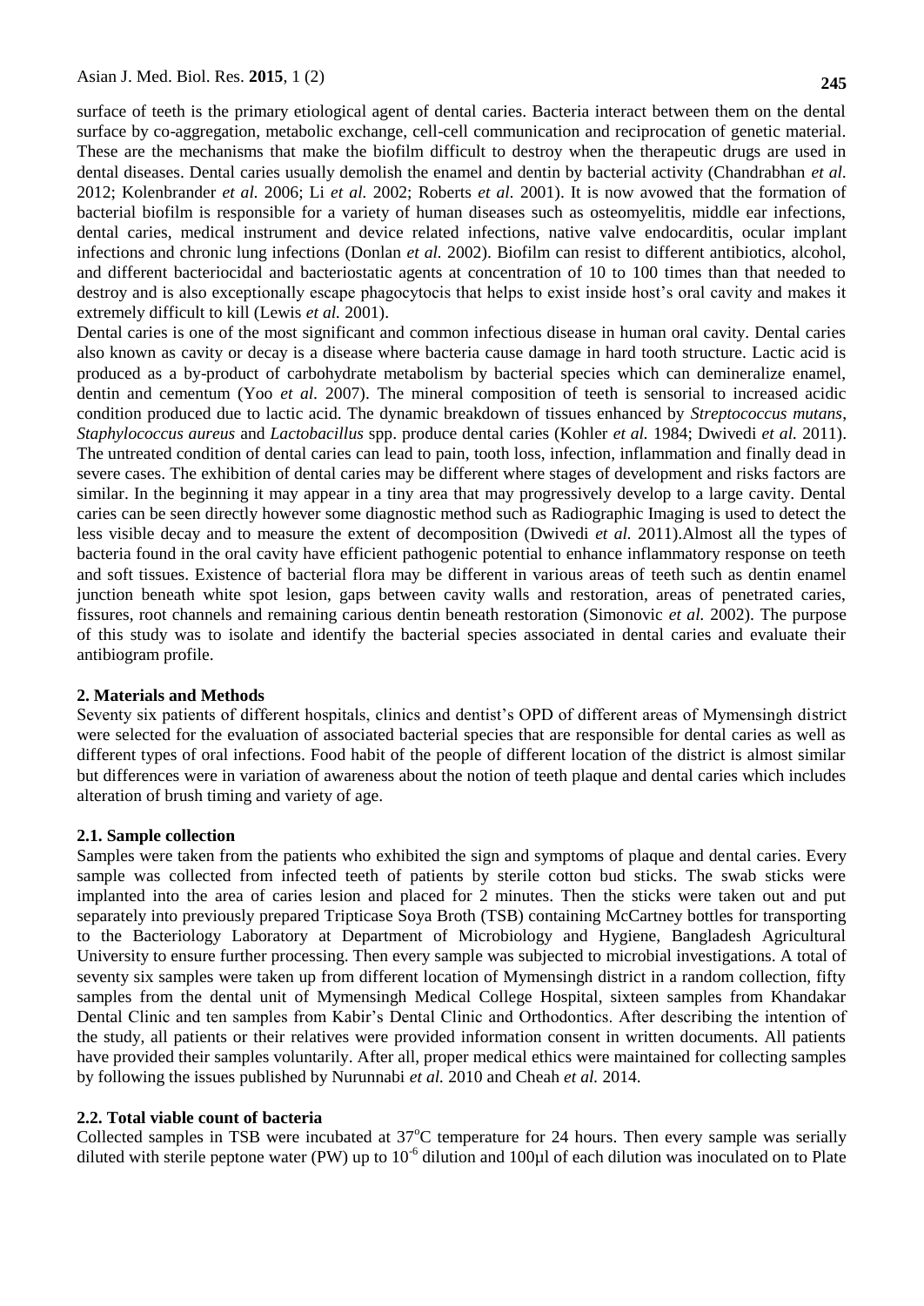surface of teeth is the primary etiological agent of dental caries. Bacteria interact between them on the dental surface by co-aggregation, metabolic exchange, cell-cell communication and reciprocation of genetic material. These are the mechanisms that make the biofilm difficult to destroy when the therapeutic drugs are used in dental diseases. Dental caries usually demolish the enamel and dentin by bacterial activity (Chandrabhan *et al.* 2012; Kolenbrander *et al.* 2006; Li *et al.* 2002; Roberts *et al.* 2001). It is now avowed that the formation of bacterial biofilm is responsible for a variety of human diseases such as osteomyelitis, middle ear infections, dental caries, medical instrument and device related infections, native valve endocarditis, ocular implant infections and chronic lung infections (Donlan *et al.* 2002). Biofilm can resist to different antibiotics, alcohol, and different bacteriocidal and bacteriostatic agents at concentration of 10 to 100 times than that needed to destroy and is also exceptionally escape phagocytocis that helps to exist inside host's oral cavity and makes it extremely difficult to kill (Lewis *et al.* 2001).

Dental caries is one of the most significant and common infectious disease in human oral cavity. Dental caries also known as cavity or decay is a disease where bacteria cause damage in hard tooth structure. Lactic acid is produced as a by-product of carbohydrate metabolism by bacterial species which can demineralize enamel, dentin and cementum (Yoo *et al.* 2007). The mineral composition of teeth is sensorial to increased acidic condition produced due to lactic acid. The dynamic breakdown of tissues enhanced by *Streptococcus mutans*, *Staphylococcus aureus* and *Lactobacillus* spp. produce dental caries (Kohler *et al.* 1984; Dwivedi *et al.* 2011). The untreated condition of dental caries can lead to pain, tooth loss, infection, inflammation and finally dead in severe cases. The exhibition of dental caries may be different where stages of development and risks factors are similar. In the beginning it may appear in a tiny area that may progressively develop to a large cavity. Dental caries can be seen directly however some diagnostic method such as Radiographic Imaging is used to detect the less visible decay and to measure the extent of decomposition (Dwivedi *et al.* 2011).Almost all the types of bacteria found in the oral cavity have efficient pathogenic potential to enhance inflammatory response on teeth and soft tissues. Existence of bacterial flora may be different in various areas of teeth such as dentin enamel junction beneath white spot lesion, gaps between cavity walls and restoration, areas of penetrated caries, fissures, root channels and remaining carious dentin beneath restoration (Simonovic *et al.* 2002). The purpose of this study was to isolate and identify the bacterial species associated in dental caries and evaluate their antibiogram profile.

## 2. Materials and Methods

Seventy six patients of different hospitals, clinics and dentist's OPD of different areas of Mymensingh district were selected for the evaluation of associated bacterial species that are responsible for dental caries as well as different types of oral infections. Food habit of the people of different location of the district is almost similar but differences were in variation of awareness about the notion of teeth plaque and dental caries which includes alteration of brush timing and variety of age.

### 2.1. Sample collection

Samples were taken from the patients who exhibited the sign and symptoms of plaque and dental caries. Every sample was collected from infected teeth of patients by sterile cotton bud sticks. The swab sticks were implanted into the area of caries lesion and placed for 2 minutes. Then the sticks were taken out and put separately into previously prepared Tripticase Soya Broth (TSB) containing McCartney bottles for transporting to the Bacteriology Laboratory at Department of Microbiology and Hygiene, Bangladesh Agricultural University to ensure further processing. Then every sample was subjected to microbial investigations. A total of seventy six samples were taken up from different location of Mymensingh district in a random collection, fifty samples from the dental unit of Mymensingh Medical College Hospital, sixteen samples from Khandakar Dental Clinic and ten samples from Kabir's Dental Clinic and Orthodontics. After describing the intention of the study, all patients or their relatives were provided information consent in written documents. All patients have provided their samples voluntarily. After all, proper medical ethics were maintained for collecting samples by following the issues published by Nurunnabi *et al.* 2010 and Cheah *et al.* 2014.

### 2.2. Total viable count of bacteria

Collected samples in TSB were incubated at 37$^{o}$C temperature for 24 hours. Then every sample was serially diluted with sterile peptone water (PW) up to $10^{-6}$ dilution and 100µl of each dilution was inoculated on to Plate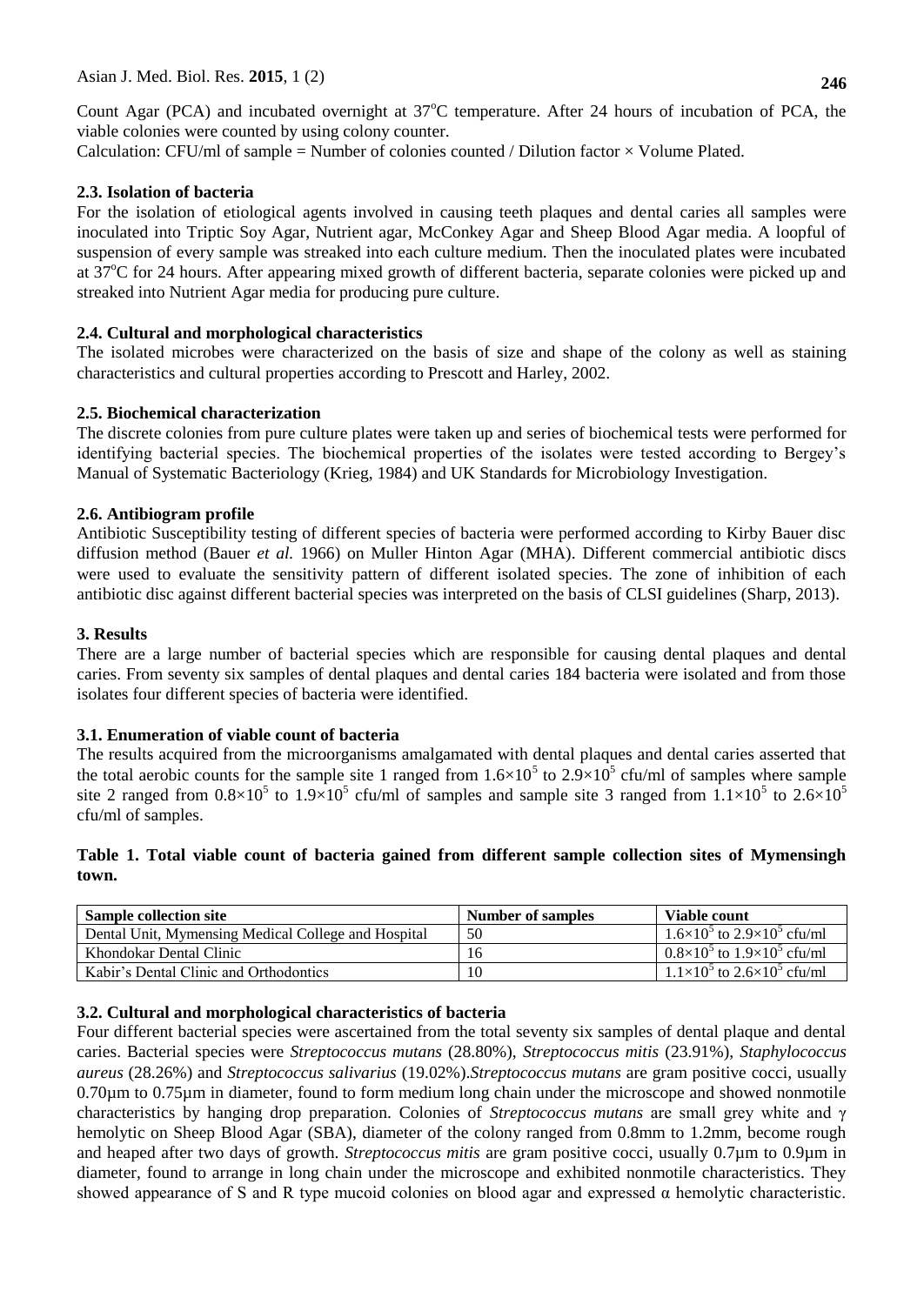Count Agar (PCA) and incubated overnight at 37°C temperature. After 24 hours of incubation of PCA, the viable colonies were counted by using colony counter.

Calculation: CFU/ml of sample = Number of colonies counted / Dilution factor × Volume Plated.

### 2.3. Isolation of bacteria

For the isolation of etiological agents involved in causing teeth plaques and dental caries all samples were inoculated into Triptic Soy Agar, Nutrient agar, McConkey Agar and Sheep Blood Agar media. A loopful of suspension of every sample was streaked into each culture medium. Then the inoculated plates were incubated at 37°C for 24 hours. After appearing mixed growth of different bacteria, separate colonies were picked up and streaked into Nutrient Agar media for producing pure culture.

### 2.4. Cultural and morphological characteristics

The isolated microbes were characterized on the basis of size and shape of the colony as well as staining characteristics and cultural properties according to Prescott and Harley, 2002.

### 2.5. Biochemical characterization

The discrete colonies from pure culture plates were taken up and series of biochemical tests were performed for identifying bacterial species. The biochemical properties of the isolates were tested according to Bergey's Manual of Systematic Bacteriology (Krieg, 1984) and UK Standards for Microbiology Investigation.

### 2.6. Antibiogram profile

Antibiotic Susceptibility testing of different species of bacteria were performed according to Kirby Bauer disc diffusion method (Bauer *et al.* 1966) on Muller Hinton Agar (MHA). Different commercial antibiotic discs were used to evaluate the sensitivity pattern of different isolated species. The zone of inhibition of each antibiotic disc against different bacterial species was interpreted on the basis of CLSI guidelines (Sharp, 2013).

## 3. Results

There are a large number of bacterial species which are responsible for causing dental plaques and dental caries. From seventy six samples of dental plaques and dental caries 184 bacteria were isolated and from those isolates four different species of bacteria were identified.

### 3.1. Enumeration of viable count of bacteria

The results acquired from the microorganisms amalgamated with dental plaques and dental caries asserted that the total aerobic counts for the sample site 1 ranged from $1.6\times10^5$ to $2.9\times10^5$ cfu/ml of samples where sample site 2 ranged from $0.8\times10^5$ to $1.9\times10^5$ cfu/ml of samples and sample site 3 ranged from $1.1\times10^5$ to $2.6\times10^5$ cfu/ml of samples.

**Table 1. Total viable count of bacteria gained from different sample collection sites of Mymensingh town.**

| Sample collection site | Number of samples | Viable count |
|---|---|---|
| Dental Unit, Mymensing Medical College and Hospital | 50 | $1.6\times10^5$ to $2.9\times10^5$ cfu/ml |
| Khondokar Dental Clinic | 16 | $0.8\times10^5$ to $1.9\times10^5$ cfu/ml |
| Kabir's Dental Clinic and Orthodontics | 10 | $1.1\times10^5$ to $2.6\times10^5$ cfu/ml |

### 3.2. Cultural and morphological characteristics of bacteria

Four different bacterial species were ascertained from the total seventy six samples of dental plaque and dental caries. Bacterial species were *Streptococcus mutans* (28.80%), *Streptococcus mitis* (23.91%), *Staphylococcus aureus* (28.26%) and *Streptococcus salivarius* (19.02%).*Streptococcus mutans* are gram positive cocci, usually 0.70µm to 0.75µm in diameter, found to form medium long chain under the microscope and showed nonmotile characteristics by hanging drop preparation. Colonies of *Streptococcus mutans* are small grey white and γ hemolytic on Sheep Blood Agar (SBA), diameter of the colony ranged from 0.8mm to 1.2mm, become rough and heaped after two days of growth. *Streptococcus mitis* are gram positive cocci, usually 0.7µm to 0.9µm in diameter, found to arrange in long chain under the microscope and exhibited nonmotile characteristics. They showed appearance of S and R type mucoid colonies on blood agar and expressed α hemolytic characteristic.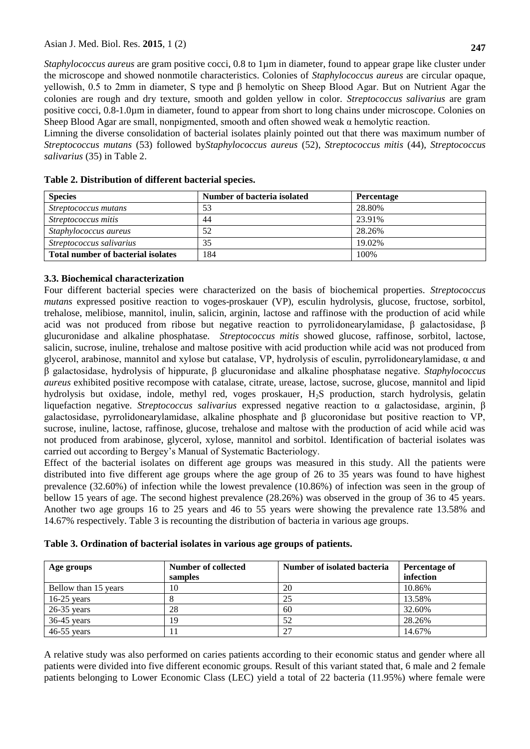*Staphylococcus aureus* are gram positive cocci, 0.8 to 1µm in diameter, found to appear grape like cluster under the microscope and showed nonmotile characteristics. Colonies of *Staphylococcus aureus* are circular opaque, yellowish, 0.5 to 2mm in diameter, S type and β hemolytic on Sheep Blood Agar. But on Nutrient Agar the colonies are rough and dry texture, smooth and golden yellow in color. *Streptococcus salivarius* are gram positive cocci, 0.8-1.0µm in diameter, found to appear from short to long chains under microscope. Colonies on Sheep Blood Agar are small, nonpigmented, smooth and often showed weak α hemolytic reaction.

Limning the diverse consolidation of bacterial isolates plainly pointed out that there was maximum number of *Streptococcus mutans* (53) followed by*Staphylococcus aureus* (52), *Streptococcus mitis* (44), *Streptococcus salivarius* (35) in Table 2.

**Table 2. Distribution of different bacterial species.**

| Species | Number of bacteria isolated | Percentage |
|---|---|---|
| *Streptococcus mutans* | 53 | 28.80% |
| *Streptococcus mitis* | 44 | 23.91% |
| *Staphylococcus aureus* | 52 | 28.26% |
| *Streptococcus salivarius* | 35 | 19.02% |
| **Total number of bacterial isolates** | 184 | 100% |

### 3.3. Biochemical characterization

Four different bacterial species were characterized on the basis of biochemical properties. *Streptococcus mutans* expressed positive reaction to voges-proskauer (VP), esculin hydrolysis, glucose, fructose, sorbitol, trehalose, melibiose, mannitol, inulin, salicin, arginin, lactose and raffinose with the production of acid while acid was not produced from ribose but negative reaction to pyrrolidonearylamidase, β galactosidase, β glucuronidase and alkaline phosphatase. *Streptococcus mitis* showed glucose, raffinose, sorbitol, lactose, salicin, sucrose, inuline, trehalose and maltose positive with acid production while acid was not produced from glycerol, arabinose, mannitol and xylose but catalase, VP, hydrolysis of esculin, pyrrolidonearylamidase, α and β galactosidase, hydrolysis of hippurate, β glucuronidase and alkaline phosphatase negative. *Staphylococcus aureus* exhibited positive recompose with catalase, citrate, urease, lactose, sucrose, glucose, mannitol and lipid hydrolysis but oxidase, indole, methyl red, voges proskauer, $H_2S$ production, starch hydrolysis, gelatin liquefaction negative. *Streptococcus salivarius* expressed negative reaction to α galactosidase, arginin, β galactosidase, pyrrolidonearylamidase, alkaline phosphate and β glucoronidase but positive reaction to VP, sucrose, inuline, lactose, raffinose, glucose, trehalose and maltose with the production of acid while acid was not produced from arabinose, glycerol, xylose, mannitol and sorbitol. Identification of bacterial isolates was carried out according to Bergey's Manual of Systematic Bacteriology.

Effect of the bacterial isolates on different age groups was measured in this study. All the patients were distributed into five different age groups where the age group of 26 to 35 years was found to have highest prevalence (32.60%) of infection while the lowest prevalence (10.86%) of infection was seen in the group of bellow 15 years of age. The second highest prevalence (28.26%) was observed in the group of 36 to 45 years. Another two age groups 16 to 25 years and 46 to 55 years were showing the prevalence rate 13.58% and 14.67% respectively. Table 3 is recounting the distribution of bacteria in various age groups.

**Table 3. Ordination of bacterial isolates in various age groups of patients.**

| Age groups | Number of collected samples | Number of isolated bacteria | Percentage of infection |
|---|---|---|---|
| Bellow than 15 years | 10 | 20 | 10.86% |
| 16-25 years | 8 | 25 | 13.58% |
| 26-35 years | 28 | 60 | 32.60% |
| 36-45 years | 19 | 52 | 28.26% |
| 46-55 years | 11 | 27 | 14.67% |

A relative study was also performed on caries patients according to their economic status and gender where all patients were divided into five different economic groups. Result of this variant stated that, 6 male and 2 female patients belonging to Lower Economic Class (LEC) yield a total of 22 bacteria (11.95%) where female were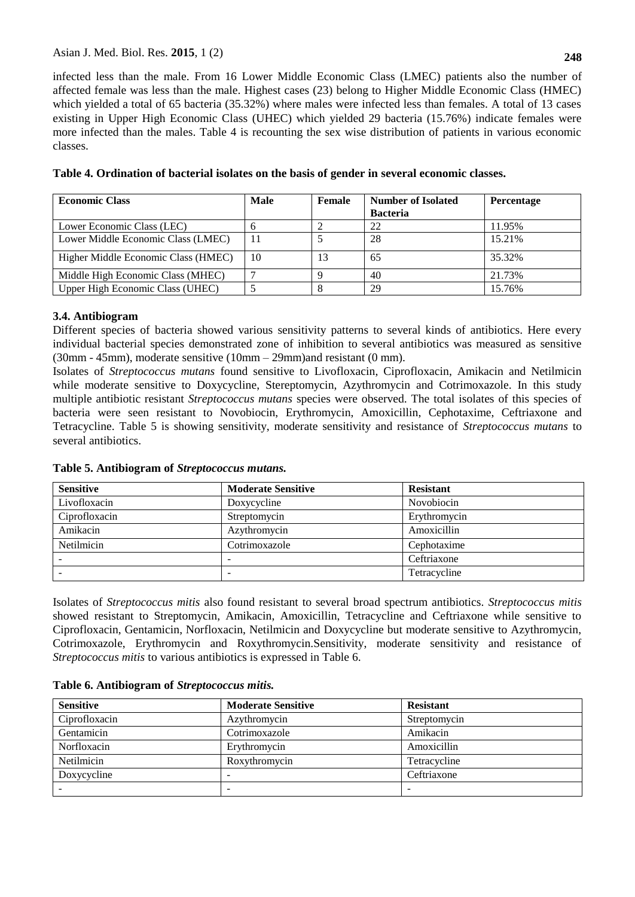infected less than the male. From 16 Lower Middle Economic Class (LMEC) patients also the number of affected female was less than the male. Highest cases (23) belong to Higher Middle Economic Class (HMEC) which yielded a total of 65 bacteria (35.32%) where males were infected less than females. A total of 13 cases existing in Upper High Economic Class (UHEC) which yielded 29 bacteria (15.76%) indicate females were more infected than the males. Table 4 is recounting the sex wise distribution of patients in various economic classes.

**Table 4. Ordination of bacterial isolates on the basis of gender in several economic classes.**

| Economic Class | Male | Female | Number of Isolated Bacteria | Percentage |
|---|---|---|---|---|
| Lower Economic Class (LEC) | 6 | 2 | 22 | 11.95% |
| Lower Middle Economic Class (LMEC) | 11 | 5 | 28 | 15.21% |
| Higher Middle Economic Class (HMEC) | 10 | 13 | 65 | 35.32% |
| Middle High Economic Class (MHEC) | 7 | 9 | 40 | 21.73% |
| Upper High Economic Class (UHEC) | 5 | 8 | 29 | 15.76% |

### 3.4. Antibiogram

Different species of bacteria showed various sensitivity patterns to several kinds of antibiotics. Here every individual bacterial species demonstrated zone of inhibition to several antibiotics was measured as sensitive (30mm - 45mm), moderate sensitive (10mm – 29mm)and resistant (0 mm).

Isolates of *Streptococcus mutans* found sensitive to Livofloxacin, Ciprofloxacin, Amikacin and Netilmicin while moderate sensitive to Doxycycline, Stereptomycin, Azythromycin and Cotrimoxazole. In this study multiple antibiotic resistant *Streptococcus mutans* species were observed. The total isolates of this species of bacteria were seen resistant to Novobiocin, Erythromycin, Amoxicillin, Cephotaxime, Ceftriaxone and Tetracycline. Table 5 is showing sensitivity, moderate sensitivity and resistance of *Streptococcus mutans* to several antibiotics.

**Table 5. Antibiogram of *Streptococcus mutans.***

| Sensitive | Moderate Sensitive | Resistant |
|---|---|---|
| Livofloxacin | Doxycycline | Novobiocin |
| Ciprofloxacin | Streptomycin | Erythromycin |
| Amikacin | Azythromycin | Amoxicillin |
| Netilmicin | Cotrimoxazole | Cephotaxime |
| - | - | Ceftriaxone |
| - | - | Tetracycline |

Isolates of *Streptococcus mitis* also found resistant to several broad spectrum antibiotics. *Streptococcus mitis* showed resistant to Streptomycin, Amikacin, Amoxicillin, Tetracycline and Ceftriaxone while sensitive to Ciprofloxacin, Gentamicin, Norfloxacin, Netilmicin and Doxycycline but moderate sensitive to Azythromycin, Cotrimoxazole, Erythromycin and Roxythromycin.Sensitivity, moderate sensitivity and resistance of *Streptococcus mitis* to various antibiotics is expressed in Table 6.

**Table 6. Antibiogram of *Streptococcus mitis.***

| Sensitive | Moderate Sensitive | Resistant |
|---|---|---|
| Ciprofloxacin | Azythromycin | Streptomycin |
| Gentamicin | Cotrimoxazole | Amikacin |
| Norfloxacin | Erythromycin | Amoxicillin |
| Netilmicin | Roxythromycin | Tetracycline |
| Doxycycline | - | Ceftriaxone |
| - | - | - |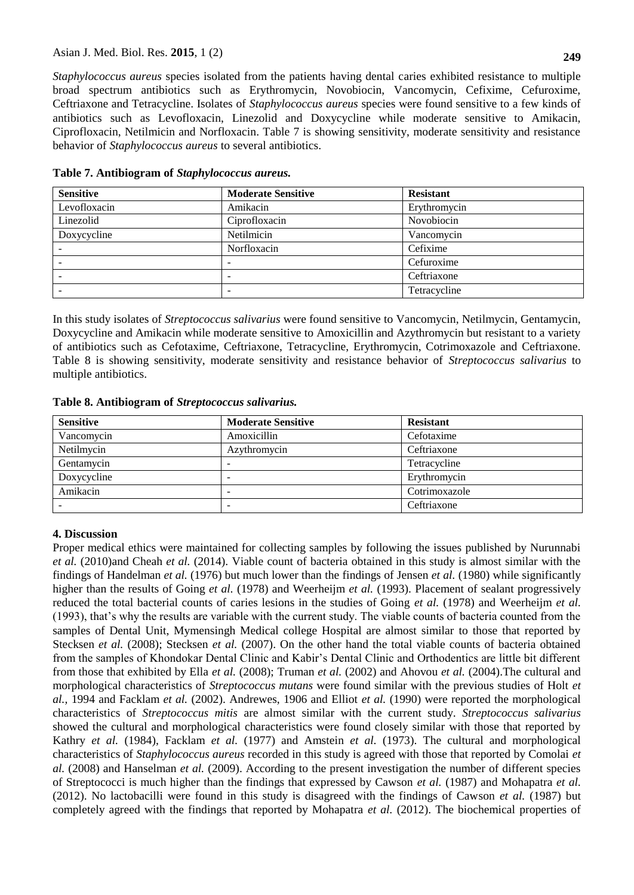*Staphylococcus aureus* species isolated from the patients having dental caries exhibited resistance to multiple broad spectrum antibiotics such as Erythromycin, Novobiocin, Vancomycin, Cefixime, Cefuroxime, Ceftriaxone and Tetracycline. Isolates of *Staphylococcus aureus* species were found sensitive to a few kinds of antibiotics such as Levofloxacin, Linezolid and Doxycycline while moderate sensitive to Amikacin, Ciprofloxacin, Netilmicin and Norfloxacin. Table 7 is showing sensitivity, moderate sensitivity and resistance behavior of *Staphylococcus aureus* to several antibiotics.

**Table 7. Antibiogram of *Staphylococcus aureus.***

| Sensitive | Moderate Sensitive | Resistant |
|---|---|---|
| Levofloxacin | Amikacin | Erythromycin |
| Linezolid | Ciprofloxacin | Novobiocin |
| Doxycycline | Netilmicin | Vancomycin |
| - | Norfloxacin | Cefixime |
| - | - | Cefuroxime |
| - | - | Ceftriaxone |
| - | - | Tetracycline |

In this study isolates of *Streptococcus salivarius* were found sensitive to Vancomycin, Netilmycin, Gentamycin, Doxycycline and Amikacin while moderate sensitive to Amoxicillin and Azythromycin but resistant to a variety of antibiotics such as Cefotaxime, Ceftriaxone, Tetracycline, Erythromycin, Cotrimoxazole and Ceftriaxone. Table 8 is showing sensitivity, moderate sensitivity and resistance behavior of *Streptococcus salivarius* to multiple antibiotics.

**Table 8. Antibiogram of *Streptococcus salivarius.***

| Sensitive | Moderate Sensitive | Resistant |
|---|---|---|
| Vancomycin | Amoxicillin | Cefotaxime |
| Netilmycin | Azythromycin | Ceftriaxone |
| Gentamycin | - | Tetracycline |
| Doxycycline | - | Erythromycin |
| Amikacin | - | Cotrimoxazole |
| - | - | Ceftriaxone |

## 4. Discussion

Proper medical ethics were maintained for collecting samples by following the issues published by Nurunnabi *et al.* (2010)and Cheah *et al.* (2014). Viable count of bacteria obtained in this study is almost similar with the findings of Handelman *et al.* (1976) but much lower than the findings of Jensen *et al.* (1980) while significantly higher than the results of Going *et al.* (1978) and Weerheijm *et al.* (1993). Placement of sealant progressively reduced the total bacterial counts of caries lesions in the studies of Going *et al.* (1978) and Weerheijm *et al.* (1993), that's why the results are variable with the current study. The viable counts of bacteria counted from the samples of Dental Unit, Mymensingh Medical college Hospital are almost similar to those that reported by Stecksen *et al.* (2008); Stecksen *et al.* (2007). On the other hand the total viable counts of bacteria obtained from the samples of Khondokar Dental Clinic and Kabir's Dental Clinic and Orthodentics are little bit different from those that exhibited by Ella *et al.* (2008); Truman *et al.* (2002) and Ahovou *et al.* (2004).The cultural and morphological characteristics of *Streptococcus mutans* were found similar with the previous studies of Holt *et al.,* 1994 and Facklam *et al.* (2002). Andrewes, 1906 and Elliot *et al.* (1990) were reported the morphological characteristics of *Streptococcus mitis* are almost similar with the current study. *Streptococcus salivarius* showed the cultural and morphological characteristics were found closely similar with those that reported by Kathry *et al.* (1984), Facklam *et al.* (1977) and Amstein *et al.* (1973). The cultural and morphological characteristics of *Staphylococcus aureus* recorded in this study is agreed with those that reported by Comolai *et al.* (2008) and Hanselman *et al.* (2009). According to the present investigation the number of different species of Streptococci is much higher than the findings that expressed by Cawson *et al.* (1987) and Mohapatra *et al.* (2012). No lactobacilli were found in this study is disagreed with the findings of Cawson *et al.* (1987) but completely agreed with the findings that reported by Mohapatra *et al.* (2012). The biochemical properties of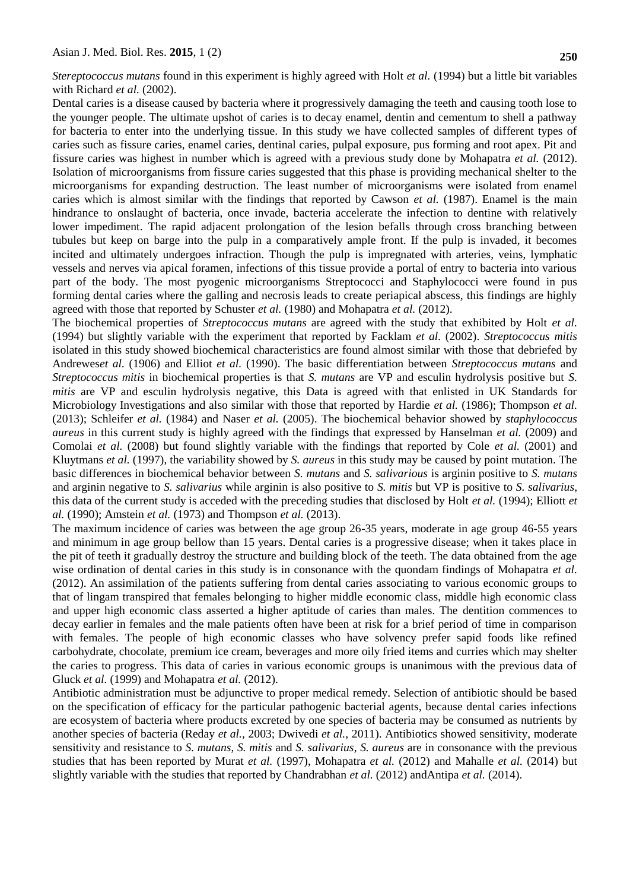*Stereptococcus mutans* found in this experiment is highly agreed with Holt *et al.* (1994) but a little bit variables with Richard *et al.* (2002).

Dental caries is a disease caused by bacteria where it progressively damaging the teeth and causing tooth lose to the younger people. The ultimate upshot of caries is to decay enamel, dentin and cementum to shell a pathway for bacteria to enter into the underlying tissue. In this study we have collected samples of different types of caries such as fissure caries, enamel caries, dentinal caries, pulpal exposure, pus forming and root apex. Pit and fissure caries was highest in number which is agreed with a previous study done by Mohapatra *et al.* (2012). Isolation of microorganisms from fissure caries suggested that this phase is providing mechanical shelter to the microorganisms for expanding destruction. The least number of microorganisms were isolated from enamel caries which is almost similar with the findings that reported by Cawson *et al.* (1987). Enamel is the main hindrance to onslaught of bacteria, once invade, bacteria accelerate the infection to dentine with relatively lower impediment. The rapid adjacent prolongation of the lesion befalls through cross branching between tubules but keep on barge into the pulp in a comparatively ample front. If the pulp is invaded, it becomes incited and ultimately undergoes infraction. Though the pulp is impregnated with arteries, veins, lymphatic vessels and nerves via apical foramen, infections of this tissue provide a portal of entry to bacteria into various part of the body. The most pyogenic microorganisms Streptococci and Staphylococci were found in pus forming dental caries where the galling and necrosis leads to create periapical abscess, this findings are highly agreed with those that reported by Schuster *et al.* (1980) and Mohapatra *et al.* (2012).

The biochemical properties of *Streptococcus mutans* are agreed with the study that exhibited by Holt *et al.* (1994) but slightly variable with the experiment that reported by Facklam *et al.* (2002). *Streptococcus mitis* isolated in this study showed biochemical characteristics are found almost similar with those that debriefed by Andrewes*et al.* (1906) and Elliot *et al.* (1990). The basic differentiation between *Streptococcus mutans* and *Streptococcus mitis* in biochemical properties is that *S. mutans* are VP and esculin hydrolysis positive but *S. mitis* are VP and esculin hydrolysis negative, this Data is agreed with that enlisted in UK Standards for Microbiology Investigations and also similar with those that reported by Hardie *et al.* (1986); Thompson *et al.* (2013); Schleifer *et al.* (1984) and Naser *et al.* (2005). The biochemical behavior showed by *staphylococcus aureus* in this current study is highly agreed with the findings that expressed by Hanselman *et al.* (2009) and Comolai *et al.* (2008) but found slightly variable with the findings that reported by Cole *et al.* (2001) and Kluytmans *et al.* (1997), the variability showed by *S. aureus* in this study may be caused by point mutation. The basic differences in biochemical behavior between *S. mutans* and *S. salivarious* is arginin positive to *S. mutans* and arginin negative to *S. salivarius* while arginin is also positive to *S. mitis* but VP is positive to *S. salivarius*, this data of the current study is acceded with the preceding studies that disclosed by Holt *et al.* (1994); Elliott *et al.* (1990); Amstein *et al.* (1973) and Thompson *et al.* (2013).

The maximum incidence of caries was between the age group 26-35 years, moderate in age group 46-55 years and minimum in age group bellow than 15 years. Dental caries is a progressive disease; when it takes place in the pit of teeth it gradually destroy the structure and building block of the teeth. The data obtained from the age wise ordination of dental caries in this study is in consonance with the quondam findings of Mohapatra *et al.* (2012). An assimilation of the patients suffering from dental caries associating to various economic groups to that of lingam transpired that females belonging to higher middle economic class, middle high economic class and upper high economic class asserted a higher aptitude of caries than males. The dentition commences to decay earlier in females and the male patients often have been at risk for a brief period of time in comparison with females. The people of high economic classes who have solvency prefer sapid foods like refined carbohydrate, chocolate, premium ice cream, beverages and more oily fried items and curries which may shelter the caries to progress. This data of caries in various economic groups is unanimous with the previous data of Gluck *et al.* (1999) and Mohapatra *et al.* (2012).

Antibiotic administration must be adjunctive to proper medical remedy. Selection of antibiotic should be based on the specification of efficacy for the particular pathogenic bacterial agents, because dental caries infections are ecosystem of bacteria where products excreted by one species of bacteria may be consumed as nutrients by another species of bacteria (Reday *et al.*, 2003; Dwivedi *et al.*, 2011). Antibiotics showed sensitivity, moderate sensitivity and resistance to *S. mutans*, *S. mitis* and *S. salivarius*, *S. aureus* are in consonance with the previous studies that has been reported by Murat *et al.* (1997), Mohapatra *et al.* (2012) and Mahalle *et al.* (2014) but slightly variable with the studies that reported by Chandrabhan *et al.* (2012) andAntipa *et al.* (2014).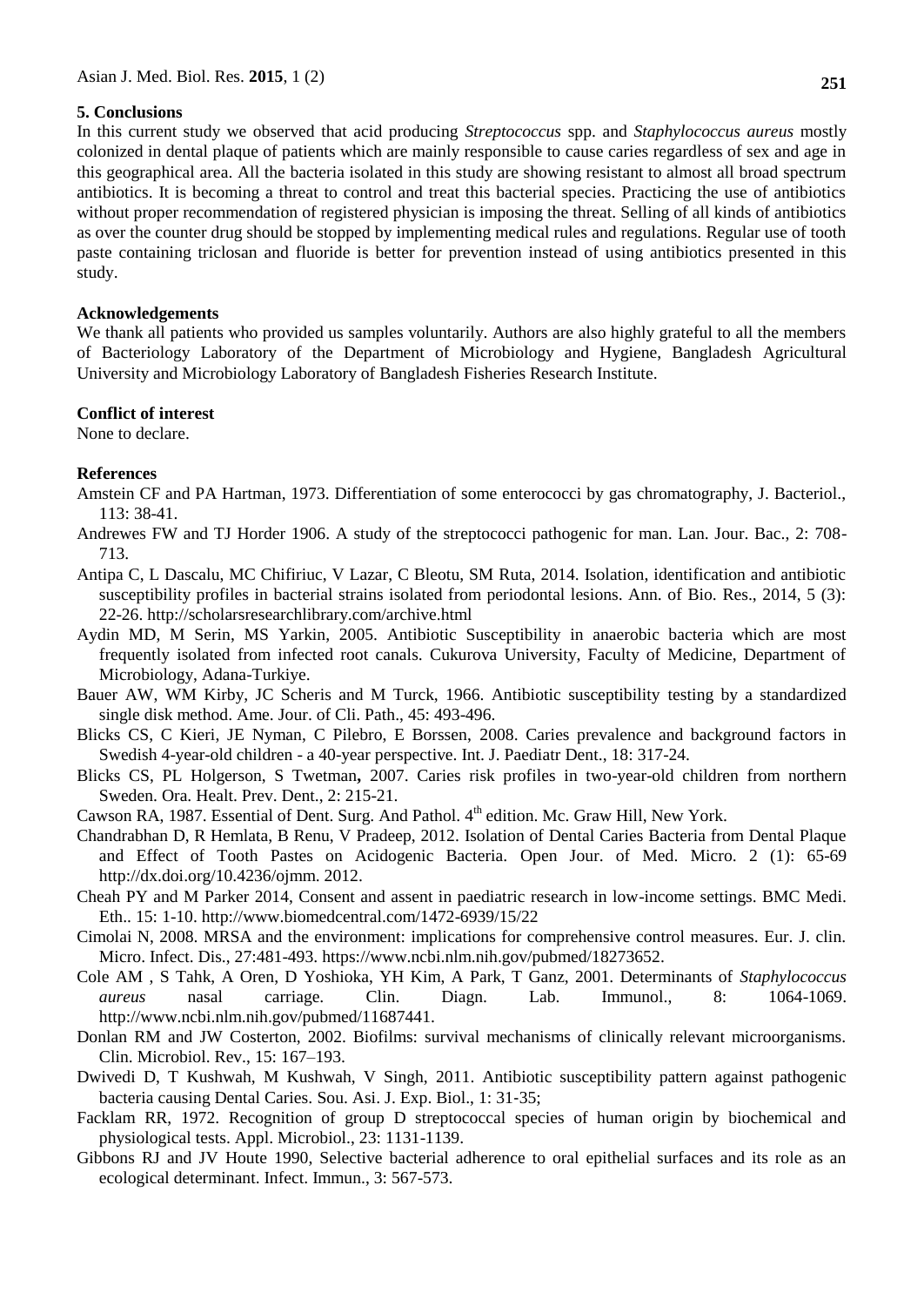## 5. Conclusions

In this current study we observed that acid producing *Streptococcus* spp. and *Staphylococcus aureus* mostly colonized in dental plaque of patients which are mainly responsible to cause caries regardless of sex and age in this geographical area. All the bacteria isolated in this study are showing resistant to almost all broad spectrum antibiotics. It is becoming a threat to control and treat this bacterial species. Practicing the use of antibiotics without proper recommendation of registered physician is imposing the threat. Selling of all kinds of antibiotics as over the counter drug should be stopped by implementing medical rules and regulations. Regular use of tooth paste containing triclosan and fluoride is better for prevention instead of using antibiotics presented in this study.

## Acknowledgements

We thank all patients who provided us samples voluntarily. Authors are also highly grateful to all the members of Bacteriology Laboratory of the Department of Microbiology and Hygiene, Bangladesh Agricultural University and Microbiology Laboratory of Bangladesh Fisheries Research Institute.

## Conflict of interest

None to declare.

## References

Amstein CF and PA Hartman, 1973. Differentiation of some enterococci by gas chromatography, J. Bacteriol., 113: 38-41.

Andrewes FW and TJ Horder 1906. A study of the streptococci pathogenic for man. Lan. Jour. Bac., 2: 708-713.

Antipa C, L Dascalu, MC Chifiriuc, V Lazar, C Bleotu, SM Ruta, 2014. Isolation, identification and antibiotic susceptibility profiles in bacterial strains isolated from periodontal lesions. Ann. of Bio. Res., 2014, 5 (3): 22-26. http://scholarsresearchlibrary.com/archive.html

Aydin MD, M Serin, MS Yarkin, 2005. Antibiotic Susceptibility in anaerobic bacteria which are most frequently isolated from infected root canals. Cukurova University, Faculty of Medicine, Department of Microbiology, Adana-Turkiye.

Bauer AW, WM Kirby, JC Scheris and M Turck, 1966. Antibiotic susceptibility testing by a standardized single disk method. Ame. Jour. of Cli. Path., 45: 493-496.

Blicks CS, C Kieri, JE Nyman, C Pilebro, E Borssen, 2008. Caries prevalence and background factors in Swedish 4-year-old children - a 40-year perspective. Int. J. Paediatr Dent., 18: 317-24.

Blicks CS, PL Holgerson, S Twetman**,** 2007. Caries risk profiles in two-year-old children from northern Sweden. Ora. Healt. Prev. Dent., 2: 215-21.

Cawson RA, 1987. Essential of Dent. Surg. And Pathol. 4th edition. Mc. Graw Hill, New York.

Chandrabhan D, R Hemlata, B Renu, V Pradeep, 2012. Isolation of Dental Caries Bacteria from Dental Plaque and Effect of Tooth Pastes on Acidogenic Bacteria. Open Jour. of Med. Micro. 2 (1): 65-69 http://dx.doi.org/10.4236/ojmm. 2012.

Cheah PY and M Parker 2014, Consent and assent in paediatric research in low-income settings. BMC Medi. Eth.. 15: 1-10. http://www.biomedcentral.com/1472-6939/15/22

Cimolai N, 2008. MRSA and the environment: implications for comprehensive control measures. Eur. J. clin. Micro. Infect. Dis., 27:481-493. https://www.ncbi.nlm.nih.gov/pubmed/18273652.

Cole AM , S Tahk, A Oren, D Yoshioka, YH Kim, A Park, T Ganz, 2001. Determinants of *Staphylococcus aureus* nasal carriage. Clin. Diagn. Lab. Immunol., 8: 1064-1069. http://www.ncbi.nlm.nih.gov/pubmed/11687441.

Donlan RM and JW Costerton, 2002. Biofilms: survival mechanisms of clinically relevant microorganisms. Clin. Microbiol. Rev., 15: 167–193.

Dwivedi D, T Kushwah, M Kushwah, V Singh, 2011. Antibiotic susceptibility pattern against pathogenic bacteria causing Dental Caries. Sou. Asi. J. Exp. Biol., 1: 31-35;

Facklam RR, 1972. Recognition of group D streptococcal species of human origin by biochemical and physiological tests. Appl. Microbiol., 23: 1131-1139.

Gibbons RJ and JV Houte 1990, Selective bacterial adherence to oral epithelial surfaces and its role as an ecological determinant. Infect. Immun., 3: 567-573.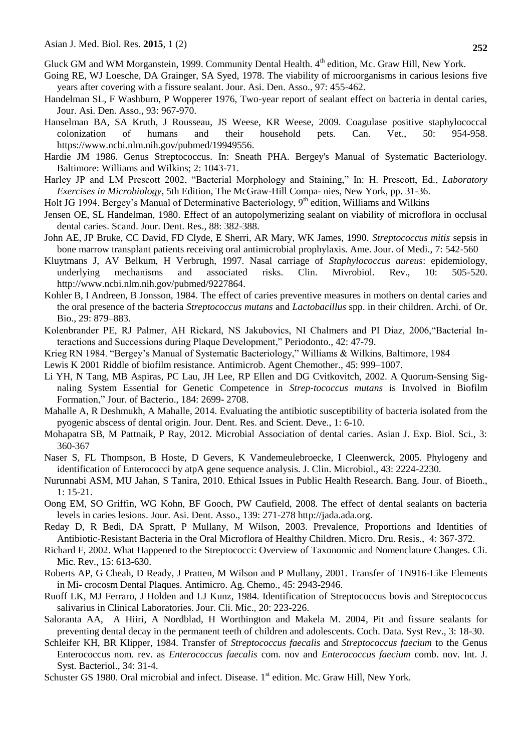Gluck GM and WM Morganstein, 1999. Community Dental Health. 4th edition, Mc. Graw Hill, New York.

Going RE, WJ Loesche, DA Grainger, SA Syed, 1978. The viability of microorganisms in carious lesions five years after covering with a fissure sealant. Jour. Asi. Den. Asso., 97: 455-462.

Handelman SL, F Washburn, P Wopperer 1976, Two-year report of sealant effect on bacteria in dental caries, Jour. Asi. Den. Asso., 93: 967-970.

Hanselman BA, SA Kruth, J Rousseau, JS Weese, KR Weese, 2009. Coagulase positive staphylococcal colonization of humans and their household pets. Can. Vet., 50: 954-958. https://www.ncbi.nlm.nih.gov/pubmed/19949556.

Hardie JM 1986. Genus Streptococcus. In: Sneath PHA. Bergey's Manual of Systematic Bacteriology. Baltimore: Williams and Wilkins; 2: 1043-71.

Harley JP and LM Prescott 2002, "Bacterial Morphology and Staining," In: H. Prescott, Ed., *Laboratory Exercises in Microbiology*, 5th Edition, The McGraw-Hill Compa- nies, New York, pp. 31-36.

Holt JG 1994. Bergey's Manual of Determinative Bacteriology, 9th edition, Williams and Wilkins

Jensen OE, SL Handelman, 1980. Effect of an autopolymerizing sealant on viability of microflora in occlusal dental caries. Scand. Jour. Dent. Res., 88: 382-388.

John AE, JP Bruke, CC David, FD Clyde, E Sherri, AR Mary, WK James, 1990. *Streptococcus mitis* sepsis in bone marrow transplant patients receiving oral antimicrobial prophylaxis. Ame. Jour. of Medi., 7: 542-560

Kluytmans J, AV Belkum, H Verbrugh, 1997. Nasal carriage of *Staphylococcus aureus*: epidemiology, underlying mechanisms and associated risks. Clin. Mivrobiol. Rev., 10: 505-520. http://www.ncbi.nlm.nih.gov/pubmed/9227864.

Kohler B, I Andreen, B Jonsson, 1984. The effect of caries preventive measures in mothers on dental caries and the oral presence of the bacteria *Streptococcus mutans* and *Lactobacillus* spp. in their children. Archi. of Or. Bio., 29: 879–883.

Kolenbrander PE, RJ Palmer, AH Rickard, NS Jakubovics, NI Chalmers and PI Diaz, 2006,"Bacterial In- teractions and Successions during Plaque Development," Periodonto., 42: 47-79.

Krieg RN 1984. "Bergey's Manual of Systematic Bacteriology," Williams & Wilkins, Baltimore, 1984

Lewis K 2001 Riddle of biofilm resistance. Antimicrob. Agent Chemother., 45: 999–1007.

Li YH, N Tang, MB Aspiras, PC Lau, JH Lee, RP Ellen and DG Cvitkovitch, 2002. A Quorum-Sensing Sig- naling System Essential for Genetic Competence in *Strep-tococcus mutans* is Involved in Biofilm Formation," Jour. of Bacterio., 184: 2699- 2708.

Mahalle A, R Deshmukh, A Mahalle, 2014. Evaluating the antibiotic susceptibility of bacteria isolated from the pyogenic abscess of dental origin. Jour. Dent. Res. and Scient. Deve., 1: 6-10.

Mohapatra SB, M Pattnaik, P Ray, 2012. Microbial Association of dental caries. Asian J. Exp. Biol. Sci., 3: 360-367

Naser S, FL Thompson, B Hoste, D Gevers, K Vandemeulebroecke, I Cleenwerck, 2005. Phylogeny and identification of Enterococci by atpA gene sequence analysis. J. Clin. Microbiol., 43: 2224-2230.

Nurunnabi ASM, MU Jahan, S Tanira, 2010. Ethical Issues in Public Health Research. Bang. Jour. of Bioeth., 1: 15-21.

Oong EM, SO Griffin, WG Kohn, BF Gooch, PW Caufield, 2008. The effect of dental sealants on bacteria levels in caries lesions. Jour. Asi. Dent. Asso., 139: 271-278 http://jada.ada.org.

Reday D, R Bedi, DA Spratt, P Mullany, M Wilson, 2003. Prevalence, Proportions and Identities of Antibiotic-Resistant Bacteria in the Oral Microflora of Healthy Children. Micro. Dru. Resis., 4: 367-372.

Richard F, 2002. What Happened to the Streptococci: Overview of Taxonomic and Nomenclature Changes. Cli. Mic. Rev., 15: 613-630.

Roberts AP, G Cheah, D Ready, J Pratten, M Wilson and P Mullany, 2001. Transfer of TN916-Like Elements in Mi- crocosm Dental Plaques. Antimicro. Ag. Chemo., 45: 2943-2946.

Ruoff LK, MJ Ferraro, J Holden and LJ Kunz, 1984. Identification of Streptococcus bovis and Streptococcus salivarius in Clinical Laboratories. Jour. Cli. Mic., 20: 223-226.

Saloranta AA, A Hiiri, A Nordblad, H Worthington and Makela M. 2004, Pit and fissure sealants for preventing dental decay in the permanent teeth of children and adolescents. Coch. Data. Syst Rev., 3: 18-30.

Schleifer KH, BR Klipper, 1984. Transfer of *Streptococcus faecalis* and *Streptococcus faecium* to the Genus Enterococcus nom. rev. as *Enterococcus faecalis* com. nov and *Enterococcus faecium* comb. nov. Int. J. Syst. Bacteriol., 34: 31-4.

Schuster GS 1980. Oral microbial and infect. Disease. 1st edition. Mc. Graw Hill, New York.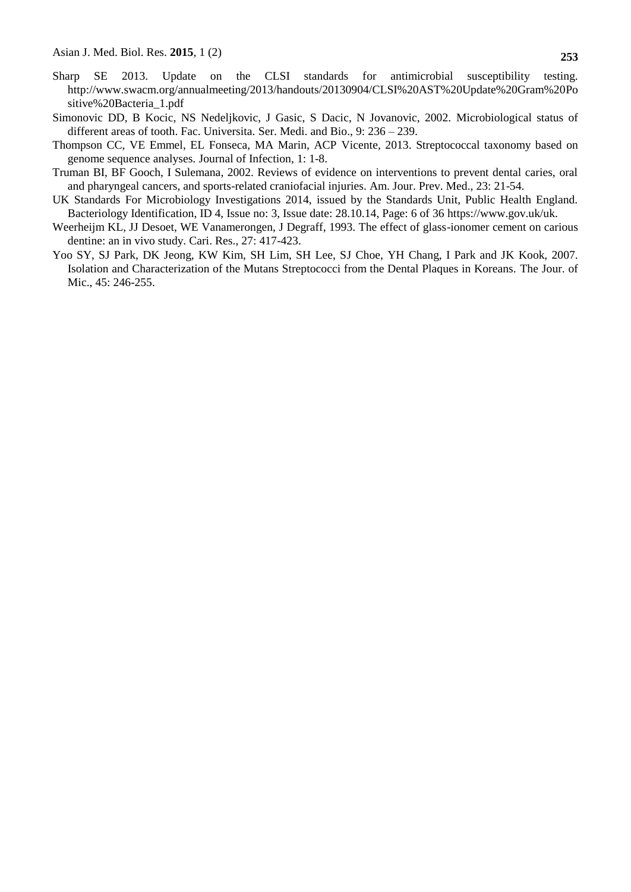Sharp SE 2013. Update on the CLSI standards for antimicrobial susceptibility testing. http://www.swacm.org/annualmeeting/2013/handouts/20130904/CLSI%20AST%20Update%20Gram%20Positive%20Bacteria_1.pdf

Simonovic DD, B Kocic, NS Nedeljkovic, J Gasic, S Dacic, N Jovanovic, 2002. Microbiological status of different areas of tooth. Fac. Universita. Ser. Medi. and Bio., 9: 236 – 239.

Thompson CC, VE Emmel, EL Fonseca, MA Marin, ACP Vicente, 2013. Streptococcal taxonomy based on genome sequence analyses. Journal of Infection, 1: 1-8.

Truman BI, BF Gooch, I Sulemana, 2002. Reviews of evidence on interventions to prevent dental caries, oral and pharyngeal cancers, and sports-related craniofacial injuries. Am. Jour. Prev. Med., 23: 21-54.

UK Standards For Microbiology Investigations 2014, issued by the Standards Unit, Public Health England. Bacteriology Identification, ID 4, Issue no: 3, Issue date: 28.10.14, Page: 6 of 36 https://www.gov.uk/uk.

Weerheijm KL, JJ Desoet, WE Vanamerongen, J Degraff, 1993. The effect of glass-ionomer cement on carious dentine: an in vivo study. Cari. Res., 27: 417-423.

Yoo SY, SJ Park, DK Jeong, KW Kim, SH Lim, SH Lee, SJ Choe, YH Chang, I Park and JK Kook, 2007. Isolation and Characterization of the Mutans Streptococci from the Dental Plaques in Koreans. The Jour. of Mic., 45: 246-255.